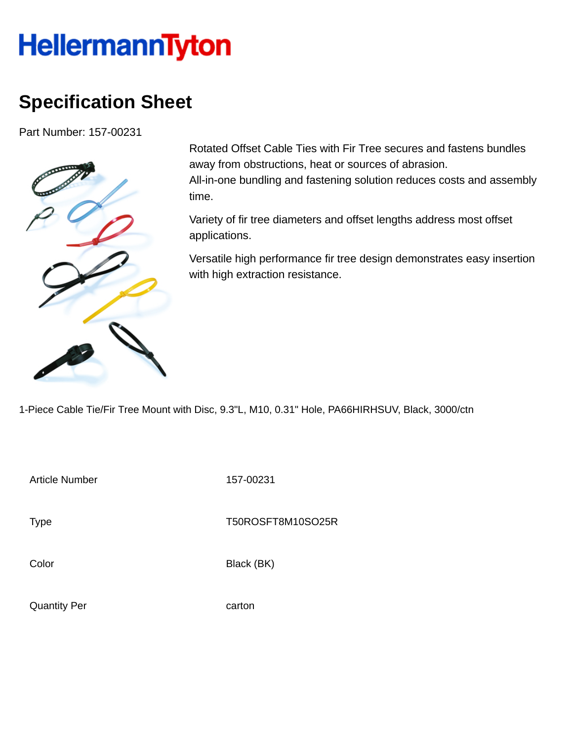HellermannTyton

# Specification Sheet

Part Number: 157-00231

Rotated Offset Cable Ties with Fir Tree secures and fastens bundles away from obstructions, heat or sources of abrasion.
All-in-one bundling and fastening solution reduces costs and assembly time.

Variety of fir tree diameters and offset lengths address most offset applications.

Versatile high performance fir tree design demonstrates easy insertion with high extraction resistance.

1-Piece Cable Tie/Fir Tree Mount with Disc, 9.3"L, M10, 0.31" Hole, PA66HIRHSUV, Black, 3000/ctn

| | |
|---|---|
| Article Number | 157-00231 |
| Type | T50ROSFT8M10SO25R |
| Color | Black (BK) |
| Quantity Per | carton |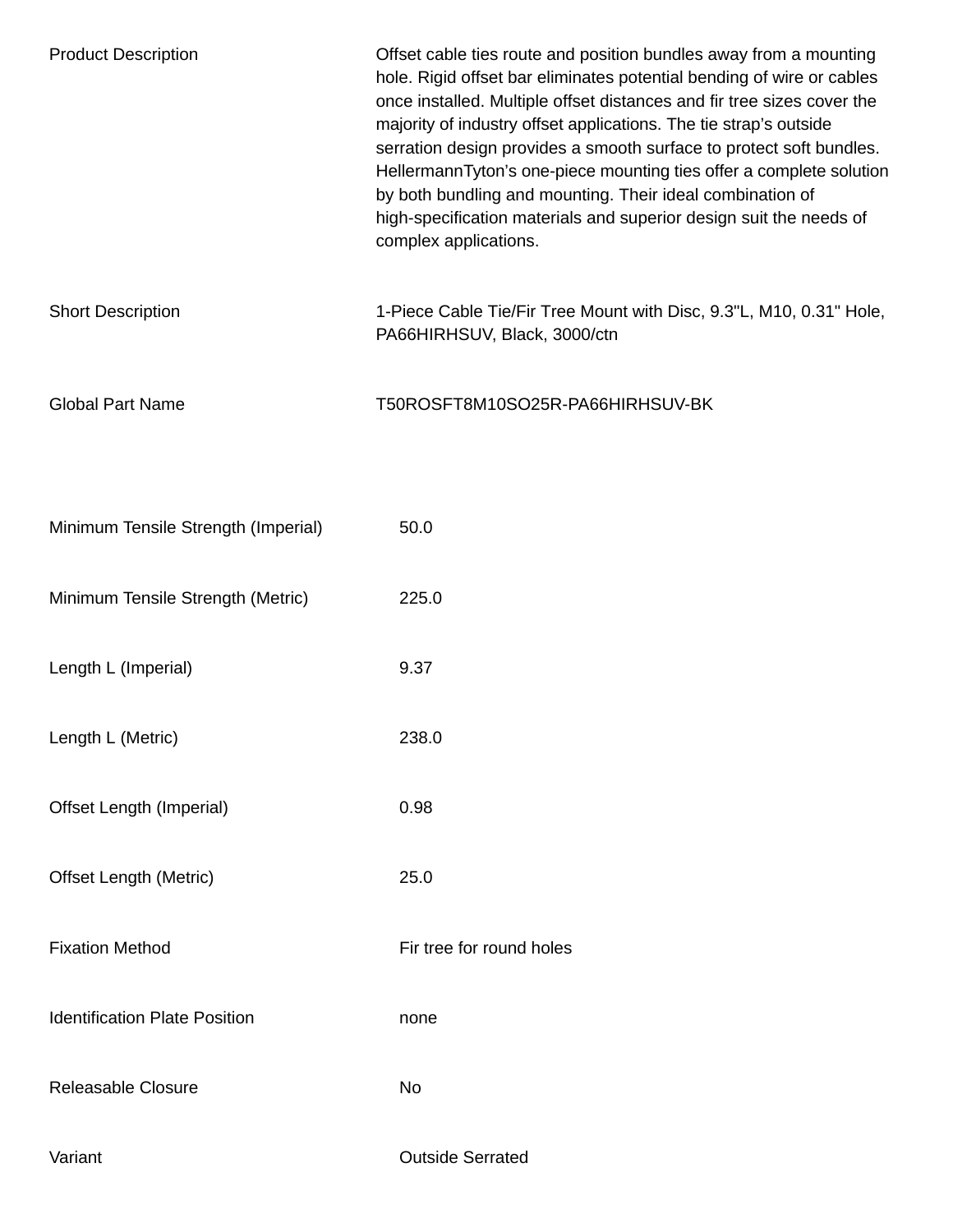| | |
|---|---|
| Product Description | Offset cable ties route and position bundles away from a mounting hole. Rigid offset bar eliminates potential bending of wire or cables once installed. Multiple offset distances and fir tree sizes cover the majority of industry offset applications. The tie strap's outside serration design provides a smooth surface to protect soft bundles. HellermannTyton's one-piece mounting ties offer a complete solution by both bundling and mounting. Their ideal combination of high-specification materials and superior design suit the needs of complex applications. |
| Short Description | 1-Piece Cable Tie/Fir Tree Mount with Disc, 9.3"L, M10, 0.31" Hole, PA66HIRHSUV, Black, 3000/ctn |
| Global Part Name | T50ROSFT8M10SO25R-PA66HIRHSUV-BK |

| | |
|---|---|
| Minimum Tensile Strength (Imperial) | 50.0 |
| Minimum Tensile Strength (Metric) | 225.0 |
| Length L (Imperial) | 9.37 |
| Length L (Metric) | 238.0 |
| Offset Length (Imperial) | 0.98 |
| Offset Length (Metric) | 25.0 |
| Fixation Method | Fir tree for round holes |
| Identification Plate Position | none |
| Releasable Closure | No |
| Variant | Outside Serrated |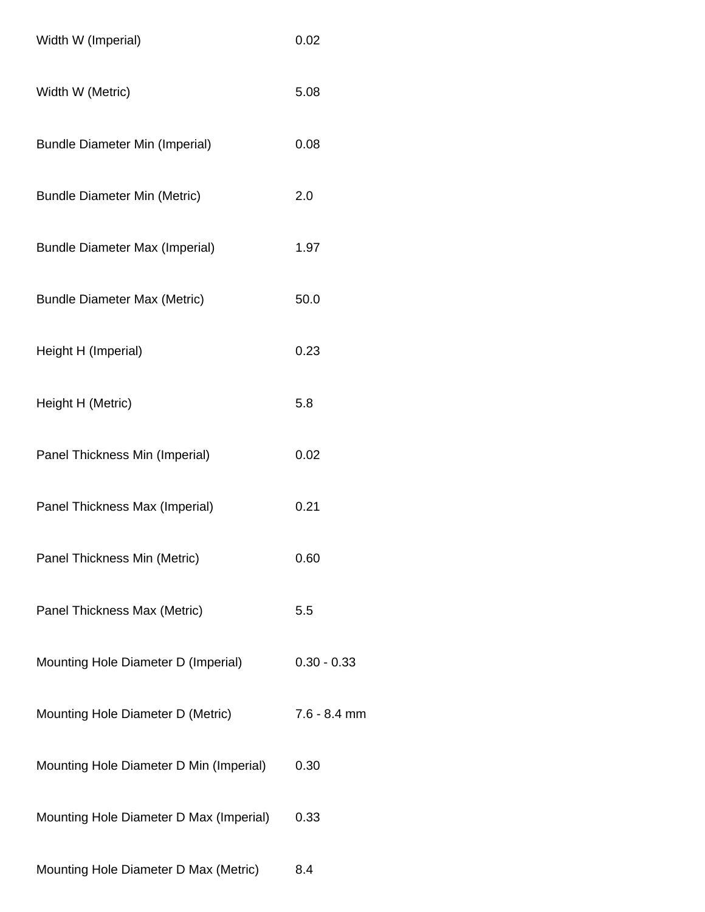| | |
|---|---|
| Width W (Imperial) | 0.02 |
| Width W (Metric) | 5.08 |
| Bundle Diameter Min (Imperial) | 0.08 |
| Bundle Diameter Min (Metric) | 2.0 |
| Bundle Diameter Max (Imperial) | 1.97 |
| Bundle Diameter Max (Metric) | 50.0 |
| Height H (Imperial) | 0.23 |
| Height H (Metric) | 5.8 |
| Panel Thickness Min (Imperial) | 0.02 |
| Panel Thickness Max (Imperial) | 0.21 |
| Panel Thickness Min (Metric) | 0.60 |
| Panel Thickness Max (Metric) | 5.5 |
| Mounting Hole Diameter D (Imperial) | 0.30 - 0.33 |
| Mounting Hole Diameter D (Metric) | 7.6 - 8.4 mm |
| Mounting Hole Diameter D Min (Imperial) | 0.30 |
| Mounting Hole Diameter D Max (Imperial) | 0.33 |
| Mounting Hole Diameter D Max (Metric) | 8.4 |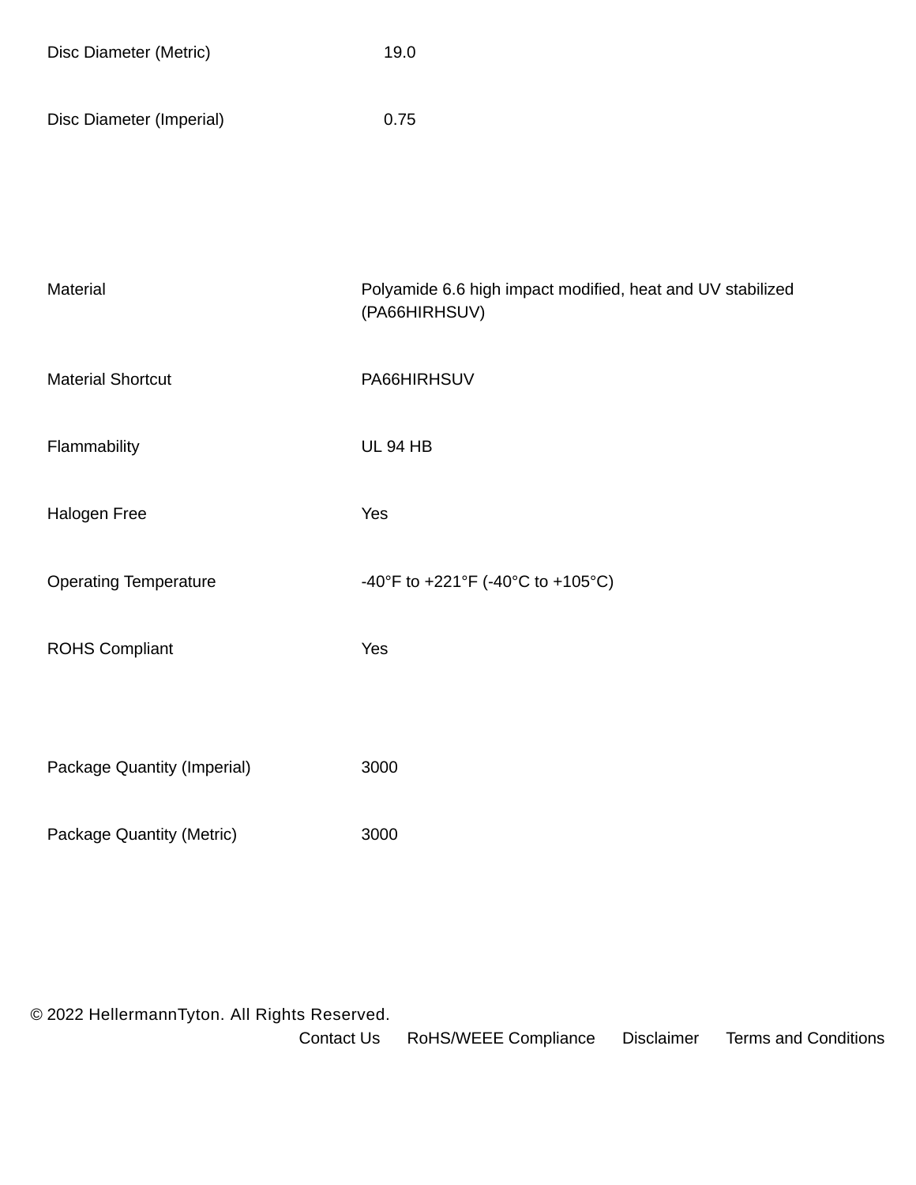| | |
|---|---|
| Disc Diameter (Metric) | 19.0 |
| Disc Diameter (Imperial) | 0.75 |

| | |
|---|---|
| Material | Polyamide 6.6 high impact modified, heat and UV stabilized (PA66HIRHSUV) |
| Material Shortcut | PA66HIRHSUV |
| Flammability | UL 94 HB |
| Halogen Free | Yes |
| Operating Temperature | -40°F to +221°F (-40°C to +105°C) |
| ROHS Compliant | Yes |

| | |
|---|---|
| Package Quantity (Imperial) | 3000 |
| Package Quantity (Metric) | 3000 |

© 2022 HellermannTyton. All Rights Reserved.

Contact Us RoHS/WEEE Compliance Disclaimer Terms and Conditions